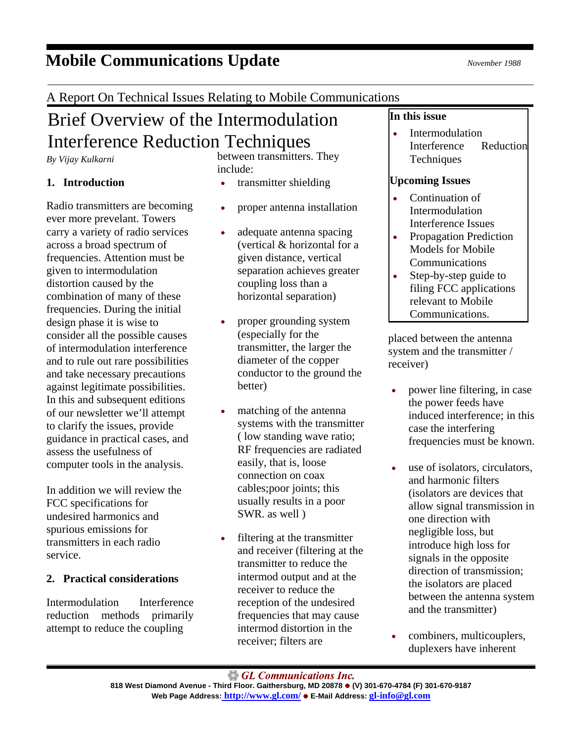# Mobile Communications Update

*November 1988*

A Report On Technical Issues Relating to Mobile Communications

**In this issue**

- Intermodulation Interference Reduction Techniques

**Upcoming Issues**

- Continuation of Intermodulation Interference Issues
- Propagation Prediction Models for Mobile Communications
- Step-by-step guide to filing FCC applications relevant to Mobile Communications.

## Brief Overview of the Intermodulation Interference Reduction Techniques

*By Vijay Kulkarni*

### 1. Introduction

Radio transmitters are becoming ever more prevelant. Towers carry a variety of radio services across a broad spectrum of frequencies. Attention must be given to intermodulation distortion caused by the combination of many of these frequencies. During the initial design phase it is wise to consider all the possible causes of intermodulation interference and to rule out rare possibilities and take necessary precautions against legitimate possibilities. In this and subsequent editions of our newsletter we'll attempt to clarify the issues, provide guidance in practical cases, and assess the usefulness of computer tools in the analysis.

In addition we will review the FCC specifications for undesired harmonics and spurious emissions for transmitters in each radio service.

### 2. Practical considerations

Intermodulation Interference reduction methods primarily attempt to reduce the coupling between transmitters. They include:

- transmitter shielding
- proper antenna installation
- adequate antenna spacing (vertical & horizontal for a given distance, vertical separation achieves greater coupling loss than a horizontal separation)
- proper grounding system (especially for the transmitter, the larger the diameter of the copper conductor to the ground the better)
- matching of the antenna systems with the transmitter ( low standing wave ratio; RF frequencies are radiated easily, that is, loose connection on coax cables;poor joints; this usually results in a poor SWR. as well )
- filtering at the transmitter and receiver (filtering at the transmitter to reduce the intermod output and at the receiver to reduce the reception of the undesired frequencies that may cause intermod distortion in the receiver; filters are placed between the antenna system and the transmitter / receiver)
- power line filtering, in case the power feeds have induced interference; in this case the interfering frequencies must be known.
- use of isolators, circulators, and harmonic filters (isolators are devices that allow signal transmission in one direction with negligible loss, but introduce high loss for signals in the opposite direction of transmission; the isolators are placed between the antenna system and the transmitter)
- combiners, multicouplers, duplexers have inherent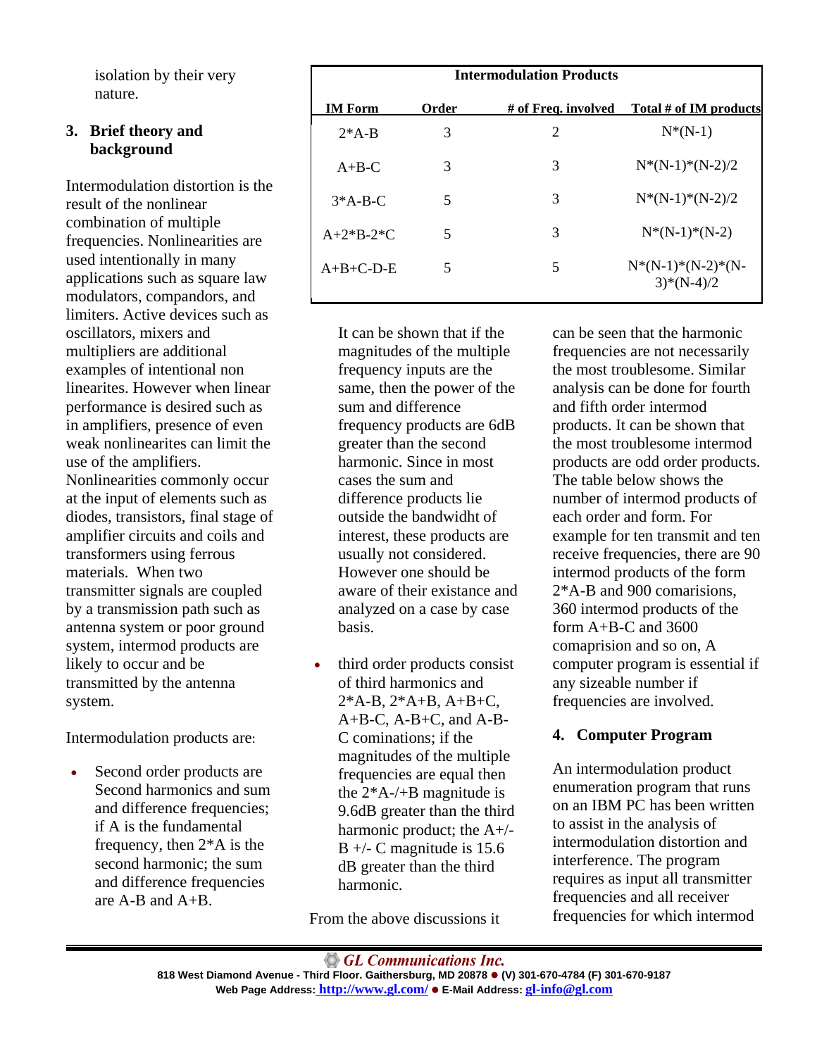isolation by their very nature.

## 3. Brief theory and background

Intermodulation distortion is the result of the nonlinear combination of multiple frequencies. Nonlinearities are used intentionally in many applications such as square law modulators, compandors, and limiters. Active devices such as oscillators, mixers and multipliers are additional examples of intentional non linearites. However when linear performance is desired such as in amplifiers, presence of even weak nonlinearites can limit the use of the amplifiers. Nonlinearities commonly occur at the input of elements such as diodes, transistors, final stage of amplifier circuits and coils and transformers using ferrous materials. When two transmitter signals are coupled by a transmission path such as antenna system or poor ground system, intermod products are likely to occur and be transmitted by the antenna system.

Intermodulation products are:

- Second order products are Second harmonics and sum and difference frequencies; if A is the fundamental frequency, then 2*A is the second harmonic; the sum and difference frequencies are A-B and A+B.

  It can be shown that if the magnitudes of the multiple frequency inputs are the same, then the power of the sum and difference frequency products are 6dB greater than the second harmonic. Since in most cases the sum and difference products lie outside the bandwidht of interest, these products are usually not considered. However one should be aware of their existance and analyzed on a case by case basis.

- third order products consist of third harmonics and 2*A-B, 2*A+B, A+B+C, A+B-C, A-B+C, and A-B-C cominations; if the magnitudes of the multiple frequencies are equal then the 2*A-/+B magnitude is 9.6dB greater than the third harmonic product; the A+/-B +/- C magnitude is 15.6 dB greater than the third harmonic.

From the above discussions it can be seen that the harmonic frequencies are not necessarily the most troublesome. Similar analysis can be done for fourth and fifth order intermod products. It can be shown that the most troublesome intermod products are odd order products. The table below shows the number of intermod products of each order and form. For example for ten transmit and ten receive frequencies, there are 90 intermod products of the form 2*A-B and 900 comarisions, 360 intermod products of the form A+B-C and 3600 comaprision and so on, A computer program is essential if any sizeable number if frequencies are involved.

**Intermodulation Products**

| IM Form | Order | # of Freq. involved | Total # of IM products |
|---|---|---|---|
| 2*A-B | 3 | 2 | N*(N-1) |
| A+B-C | 3 | 3 | N*(N-1)*(N-2)/2 |
| 3*A-B-C | 5 | 3 | N*(N-1)*(N-2)/2 |
| A+2*B-2*C | 5 | 3 | N*(N-1)*(N-2) |
| A+B+C-D-E | 5 | 5 | N*(N-1)*(N-2)*(N-3)*(N-4)/2 |

## 4. Computer Program

An intermodulation product enumeration program that runs on an IBM PC has been written to assist in the analysis of intermodulation distortion and interference. The program requires as input all transmitter frequencies and all receiver frequencies for which intermod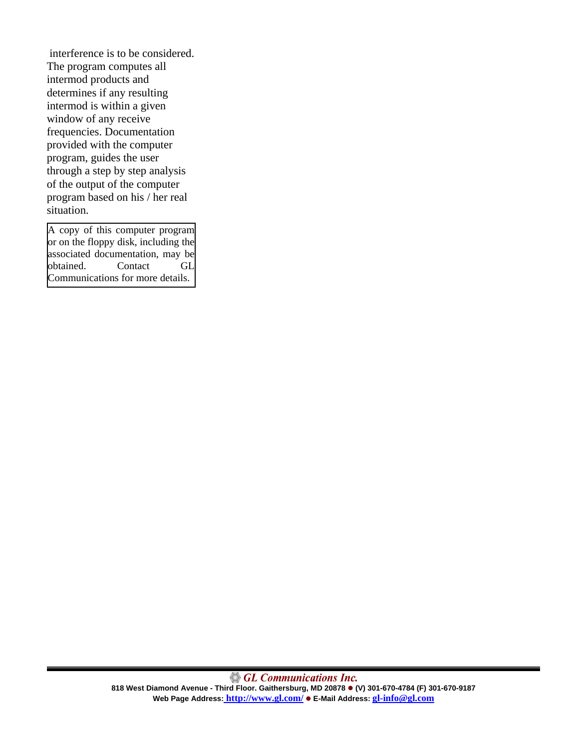interference is to be considered. The program computes all intermod products and determines if any resulting intermod is within a given window of any receive frequencies. Documentation provided with the computer program, guides the user through a step by step analysis of the output of the computer program based on his / her real situation.

A copy of this computer program or on the floppy disk, including the associated documentation, may be obtained. Contact GL Communications for more details.